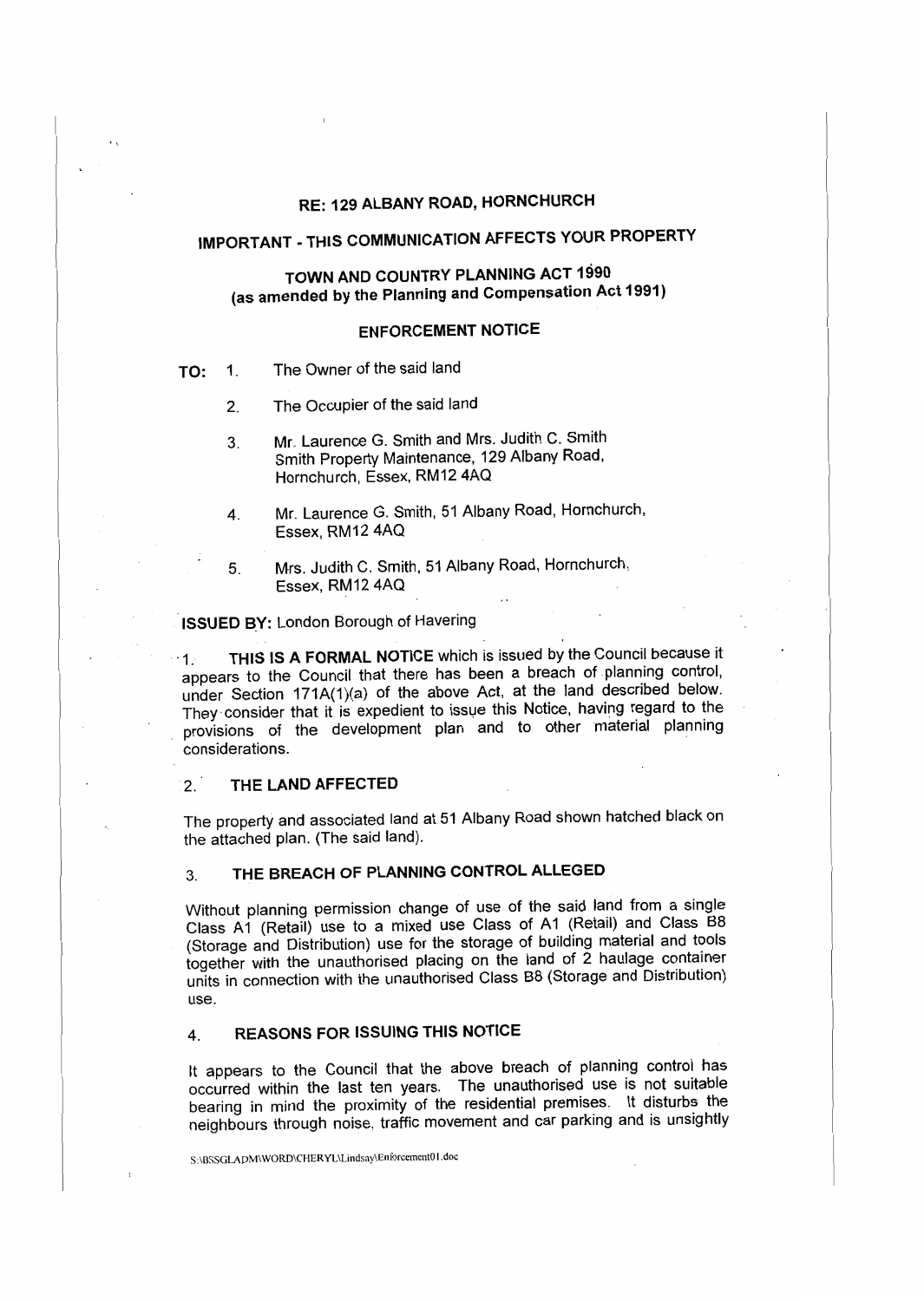# RE: 129 ALBANY ROAD, HORNCHURCH

## IMPORTANT - THIS COMMUNICATION AFFECTS YOUR PROPERTY

## TOWN AND COUNTRY PLANNING ACT 1990
## (as amended by the Planning and Compensation Act 1991)

## ENFORCEMENT NOTICE

**TO:**

1. The Owner of the said land
2. The Occupier of the said land
3. Mr. Laurence G. Smith and Mrs. Judith C. Smith
   Smith Property Maintenance, 129 Albany Road,
   Hornchurch, Essex, RM12 4AQ
4. Mr. Laurence G. Smith, 51 Albany Road, Hornchurch,
   Essex, RM12 4AQ
5. Mrs. Judith C. Smith, 51 Albany Road, Hornchurch,
   Essex, RM12 4AQ

**ISSUED BY:** London Borough of Havering

1. **THIS IS A FORMAL NOTICE** which is issued by the Council because it appears to the Council that there has been a breach of planning control, under Section 171A(1)(a) of the above Act, at the land described below. They consider that it is expedient to issue this Notice, having regard to the provisions of the development plan and to other material planning considerations.

### 2. THE LAND AFFECTED

The property and associated land at 51 Albany Road shown hatched black on the attached plan. (The said land).

### 3. THE BREACH OF PLANNING CONTROL ALLEGED

Without planning permission change of use of the said land from a single Class A1 (Retail) use to a mixed use Class of A1 (Retail) and Class B8 (Storage and Distribution) use for the storage of building material and tools together with the unauthorised placing on the land of 2 haulage container units in connection with the unauthorised Class B8 (Storage and Distribution) use.

### 4. REASONS FOR ISSUING THIS NOTICE

It appears to the Council that the above breach of planning control has occurred within the last ten years. The unauthorised use is not suitable bearing in mind the proximity of the residential premises. It disturbs the neighbours through noise, traffic movement and car parking and is unsightly

S:\BSSGLADM\WORD\CHERYL\Lindsay\Enforcement01.doc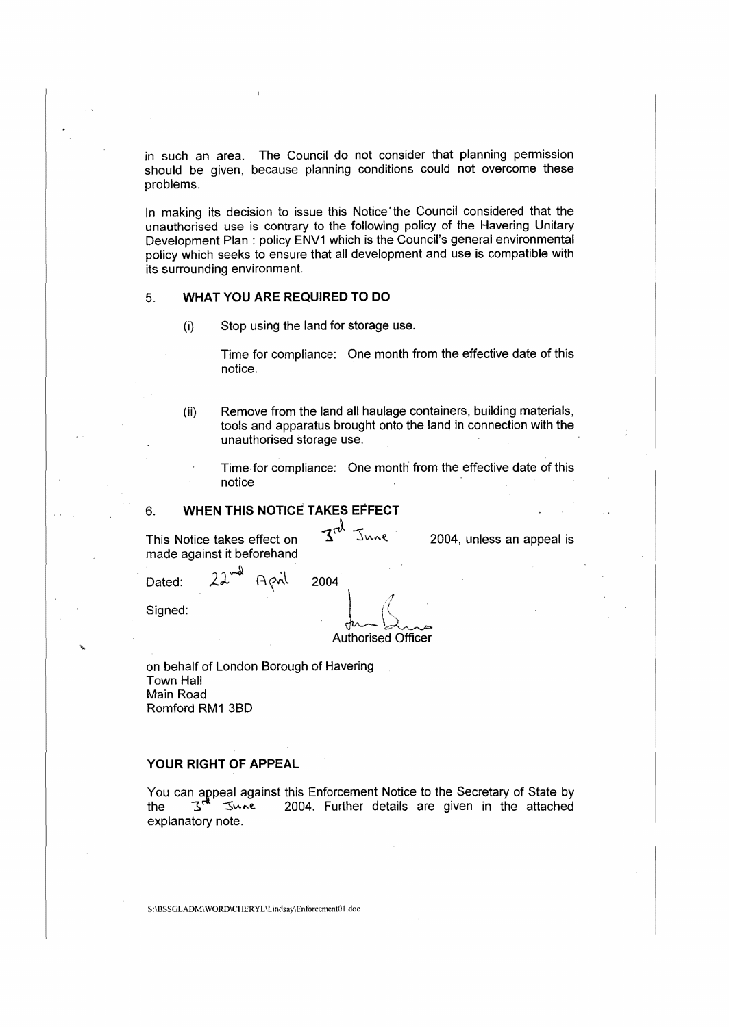in such an area. The Council do not consider that planning permission should be given, because planning conditions could not overcome these problems.

In making its decision to issue this Notice the Council considered that the unauthorised use is contrary to the following policy of the Havering Unitary Development Plan : policy ENV1 which is the Council's general environmental policy which seeks to ensure that all development and use is compatible with its surrounding environment.

## 5. WHAT YOU ARE REQUIRED TO DO

(i) Stop using the land for storage use.

Time for compliance: One month from the effective date of this notice.

(ii) Remove from the land all haulage containers, building materials, tools and apparatus brought onto the land in connection with the unauthorised storage use.

Time for compliance: One month from the effective date of this notice

## 6. WHEN THIS NOTICE TAKES EFFECT

This Notice takes effect on 3rd June 2004, unless an appeal is made against it beforehand

Dated: 22nd April 2004

Signed:

Authorised Officer

on behalf of London Borough of Havering
Town Hall
Main Road
Romford RM1 3BD

## YOUR RIGHT OF APPEAL

You can appeal against this Enforcement Notice to the Secretary of State by the 3rd June 2004. Further details are given in the attached explanatory note.

S:\BSSGLADM\WORD\CHERYL\Lindsay\Enforcement01.doc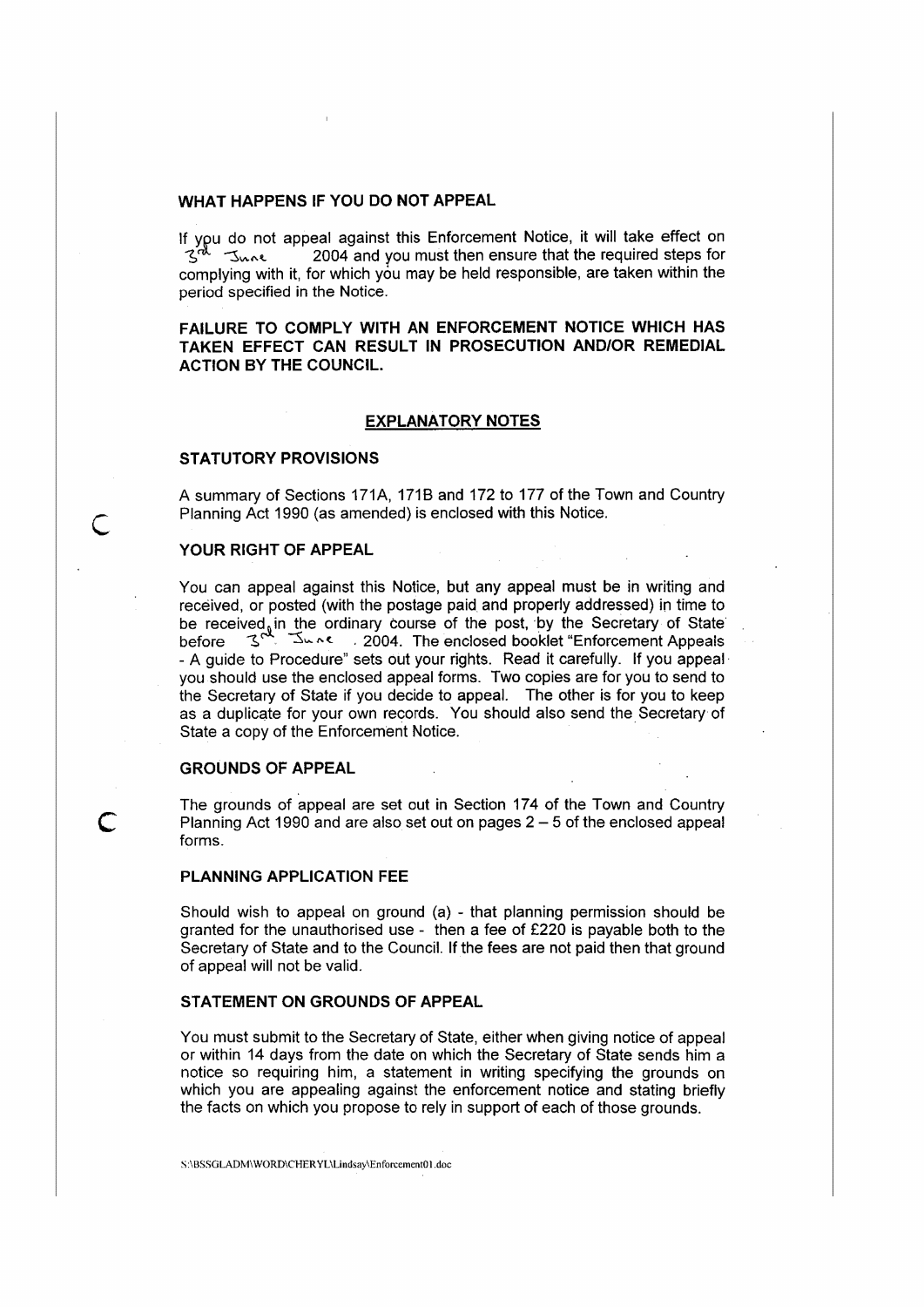## WHAT HAPPENS IF YOU DO NOT APPEAL

If you do not appeal against this Enforcement Notice, it will take effect on 3rd June 2004 and you must then ensure that the required steps for complying with it, for which you may be held responsible, are taken within the period specified in the Notice.

**FAILURE TO COMPLY WITH AN ENFORCEMENT NOTICE WHICH HAS TAKEN EFFECT CAN RESULT IN PROSECUTION AND/OR REMEDIAL ACTION BY THE COUNCIL.**

## EXPLANATORY NOTES

### STATUTORY PROVISIONS

A summary of Sections 171A, 171B and 172 to 177 of the Town and Country Planning Act 1990 (as amended) is enclosed with this Notice.

### YOUR RIGHT OF APPEAL

You can appeal against this Notice, but any appeal must be in writing and received, or posted (with the postage paid and properly addressed) in time to be received, in the ordinary course of the post, by the Secretary of State before 3rd June 2004. The enclosed booklet "Enforcement Appeals - A guide to Procedure" sets out your rights. Read it carefully. If you appeal you should use the enclosed appeal forms. Two copies are for you to send to the Secretary of State if you decide to appeal. The other is for you to keep as a duplicate for your own records. You should also send the Secretary of State a copy of the Enforcement Notice.

### GROUNDS OF APPEAL

The grounds of appeal are set out in Section 174 of the Town and Country Planning Act 1990 and are also set out on pages 2 – 5 of the enclosed appeal forms.

### PLANNING APPLICATION FEE

Should wish to appeal on ground (a) - that planning permission should be granted for the unauthorised use - then a fee of £220 is payable both to the Secretary of State and to the Council. If the fees are not paid then that ground of appeal will not be valid.

### STATEMENT ON GROUNDS OF APPEAL

You must submit to the Secretary of State, either when giving notice of appeal or within 14 days from the date on which the Secretary of State sends him a notice so requiring him, a statement in writing specifying the grounds on which you are appealing against the enforcement notice and stating briefly the facts on which you propose to rely in support of each of those grounds.

S:\BSSGLADM\WORD\CHERYL\Lindsay\Enforcement01.doc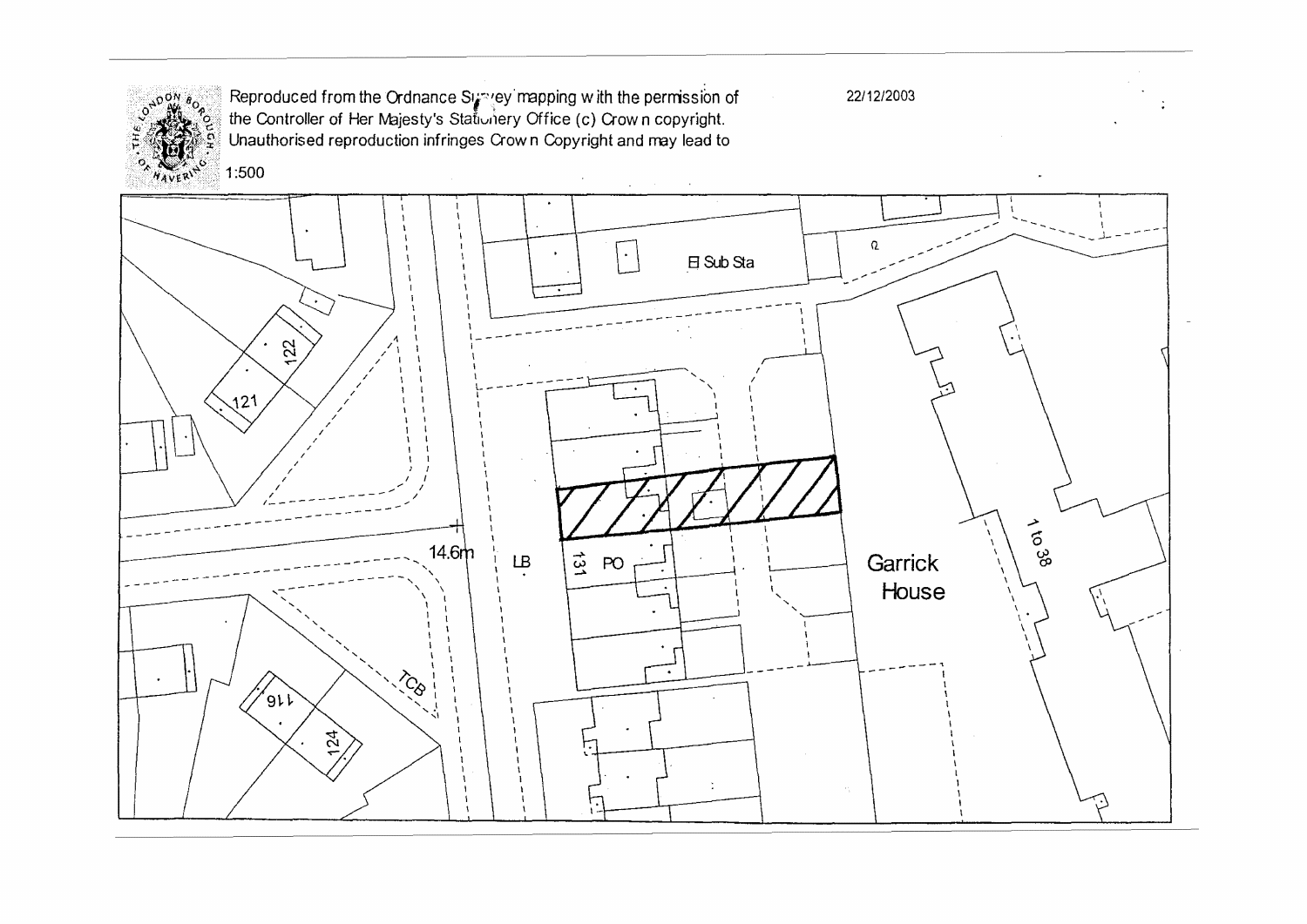Reproduced from the Ordnance Survey mapping with the permission of the Controller of Her Majesty's Stationery Office (c) Crown copyright. Unauthorised reproduction infringes Crown Copyright and may lead to

22/12/2003

1:500

El Sub Sta

122

121

14.6m

LB

131

PO

Garrick House

1 to 38

TCB

116

124